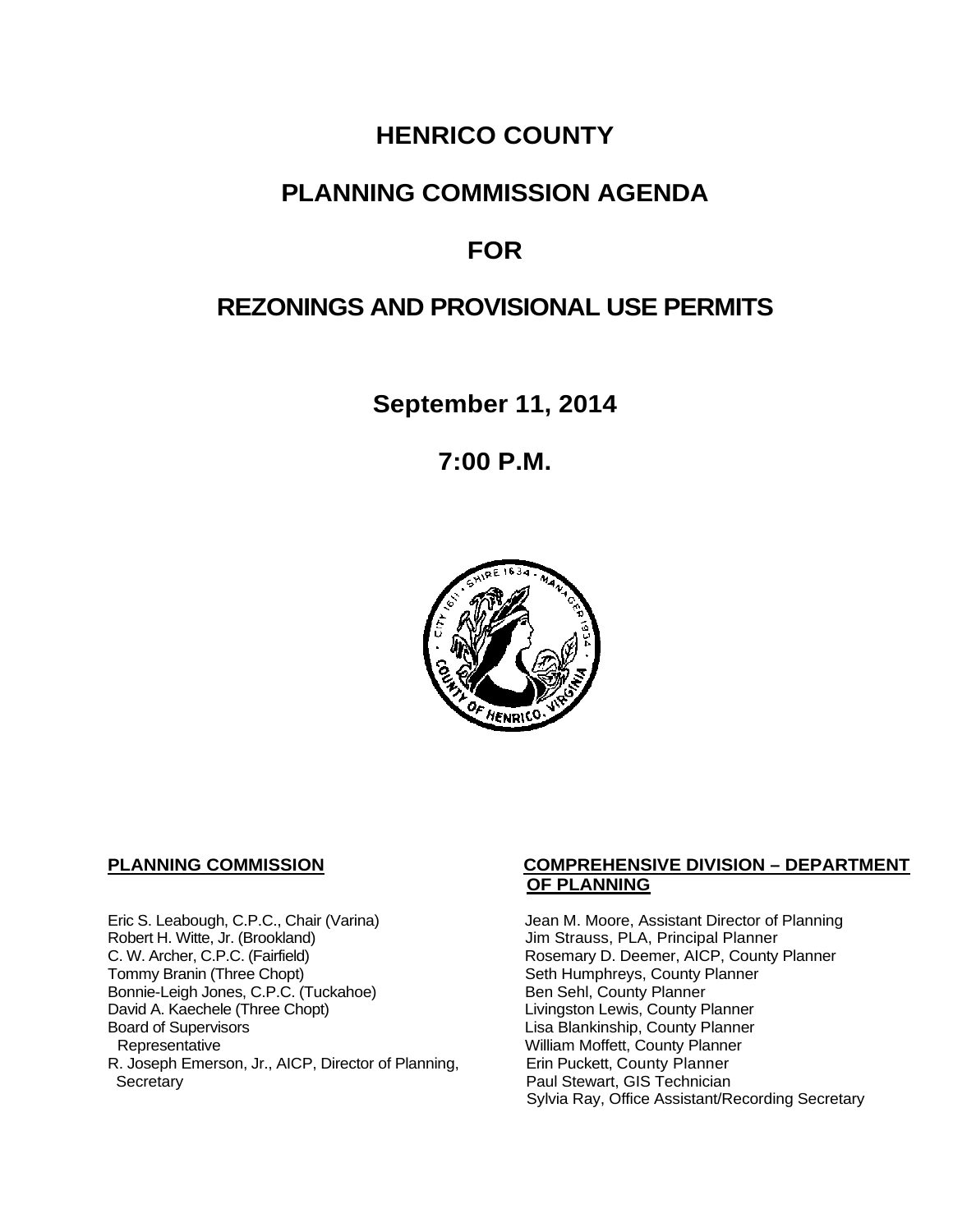# HENRICO COUNTY

# PLANNING COMMISSION AGENDA

# FOR

# REZONINGS AND PROVISIONAL USE PERMITS

## September 11, 2014

## 7:00 P.M.

**PLANNING COMMISSION**

Eric S. Leabough, C.P.C., Chair (Varina)
Robert H. Witte, Jr. (Brookland)
C. W. Archer, C.P.C. (Fairfield)
Tommy Branin (Three Chopt)
Bonnie-Leigh Jones, C.P.C. (Tuckahoe)
David A. Kaechele (Three Chopt)
Board of Supervisors
  Representative
R. Joseph Emerson, Jr., AICP, Director of Planning,
  Secretary

**COMPREHENSIVE DIVISION – DEPARTMENT OF PLANNING**

Jean M. Moore, Assistant Director of Planning
Jim Strauss, PLA, Principal Planner
Rosemary D. Deemer, AICP, County Planner
Seth Humphreys, County Planner
Ben Sehl, County Planner
Livingston Lewis, County Planner
Lisa Blankinship, County Planner
William Moffett, County Planner
Erin Puckett, County Planner
Paul Stewart, GIS Technician
Sylvia Ray, Office Assistant/Recording Secretary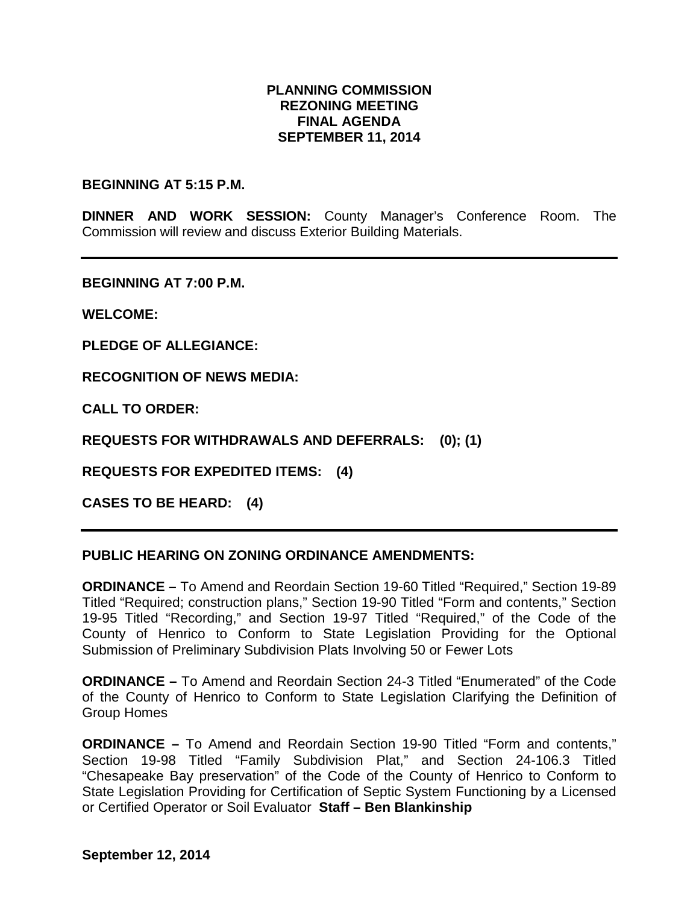# PLANNING COMMISSION
# REZONING MEETING
# FINAL AGENDA
# SEPTEMBER 11, 2014

**BEGINNING AT 5:15 P.M.**

**DINNER AND WORK SESSION:** County Manager's Conference Room. The Commission will review and discuss Exterior Building Materials.

---

**BEGINNING AT 7:00 P.M.**

**WELCOME:**

**PLEDGE OF ALLEGIANCE:**

**RECOGNITION OF NEWS MEDIA:**

**CALL TO ORDER:**

**REQUESTS FOR WITHDRAWALS AND DEFERRALS: (0); (1)**

**REQUESTS FOR EXPEDITED ITEMS: (4)**

**CASES TO BE HEARD: (4)**

---

**PUBLIC HEARING ON ZONING ORDINANCE AMENDMENTS:**

**ORDINANCE –** To Amend and Reordain Section 19-60 Titled "Required," Section 19-89 Titled "Required; construction plans," Section 19-90 Titled "Form and contents," Section 19-95 Titled "Recording," and Section 19-97 Titled "Required," of the Code of the County of Henrico to Conform to State Legislation Providing for the Optional Submission of Preliminary Subdivision Plats Involving 50 or Fewer Lots

**ORDINANCE –** To Amend and Reordain Section 24-3 Titled "Enumerated" of the Code of the County of Henrico to Conform to State Legislation Clarifying the Definition of Group Homes

**ORDINANCE –** To Amend and Reordain Section 19-90 Titled "Form and contents," Section 19-98 Titled "Family Subdivision Plat," and Section 24-106.3 Titled "Chesapeake Bay preservation" of the Code of the County of Henrico to Conform to State Legislation Providing for Certification of Septic System Functioning by a Licensed or Certified Operator or Soil Evaluator **Staff – Ben Blankinship**

**September 12, 2014**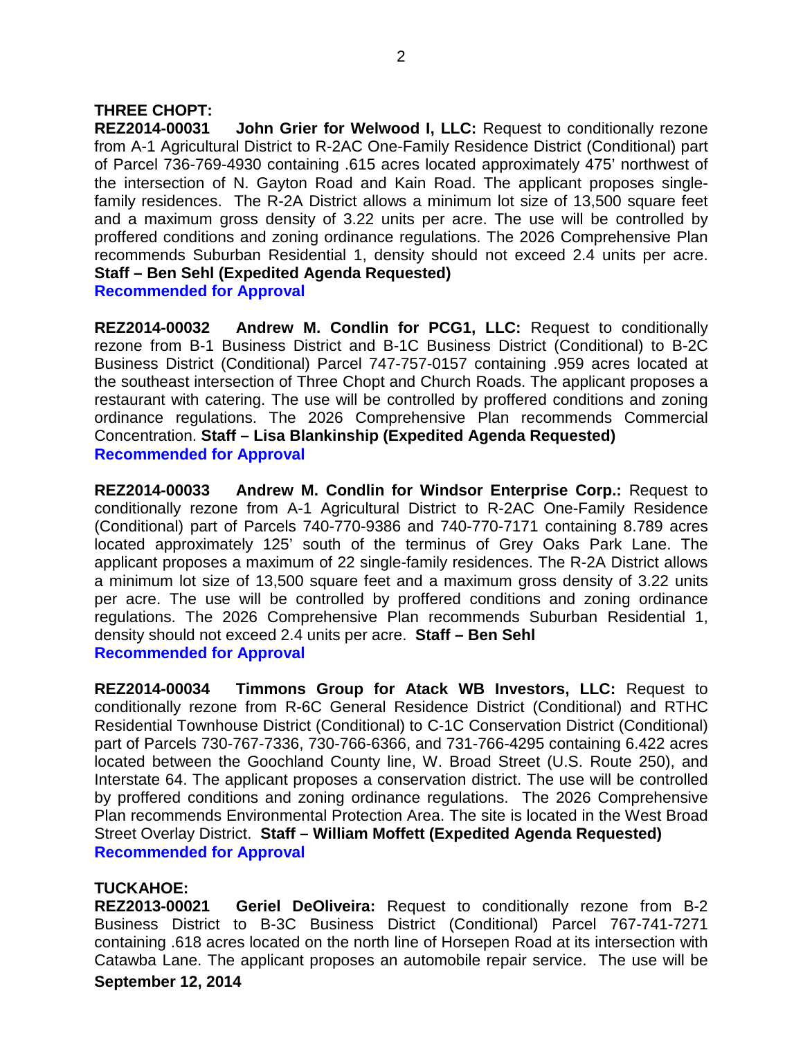**THREE CHOPT:**

**REZ2014-00031 John Grier for Welwood I, LLC:** Request to conditionally rezone from A-1 Agricultural District to R-2AC One-Family Residence District (Conditional) part of Parcel 736-769-4930 containing .615 acres located approximately 475' northwest of the intersection of N. Gayton Road and Kain Road. The applicant proposes single-family residences. The R-2A District allows a minimum lot size of 13,500 square feet and a maximum gross density of 3.22 units per acre. The use will be controlled by proffered conditions and zoning ordinance regulations. The 2026 Comprehensive Plan recommends Suburban Residential 1, density should not exceed 2.4 units per acre. **Staff – Ben Sehl (Expedited Agenda Requested)**
**Recommended for Approval**

**REZ2014-00032 Andrew M. Condlin for PCG1, LLC:** Request to conditionally rezone from B-1 Business District and B-1C Business District (Conditional) to B-2C Business District (Conditional) Parcel 747-757-0157 containing .959 acres located at the southeast intersection of Three Chopt and Church Roads. The applicant proposes a restaurant with catering. The use will be controlled by proffered conditions and zoning ordinance regulations. The 2026 Comprehensive Plan recommends Commercial Concentration. **Staff – Lisa Blankinship (Expedited Agenda Requested)**
**Recommended for Approval**

**REZ2014-00033 Andrew M. Condlin for Windsor Enterprise Corp.:** Request to conditionally rezone from A-1 Agricultural District to R-2AC One-Family Residence (Conditional) part of Parcels 740-770-9386 and 740-770-7171 containing 8.789 acres located approximately 125' south of the terminus of Grey Oaks Park Lane. The applicant proposes a maximum of 22 single-family residences. The R-2A District allows a minimum lot size of 13,500 square feet and a maximum gross density of 3.22 units per acre. The use will be controlled by proffered conditions and zoning ordinance regulations. The 2026 Comprehensive Plan recommends Suburban Residential 1, density should not exceed 2.4 units per acre. **Staff – Ben Sehl**
**Recommended for Approval**

**REZ2014-00034 Timmons Group for Atack WB Investors, LLC:** Request to conditionally rezone from R-6C General Residence District (Conditional) and RTHC Residential Townhouse District (Conditional) to C-1C Conservation District (Conditional) part of Parcels 730-767-7336, 730-766-6366, and 731-766-4295 containing 6.422 acres located between the Goochland County line, W. Broad Street (U.S. Route 250), and Interstate 64. The applicant proposes a conservation district. The use will be controlled by proffered conditions and zoning ordinance regulations. The 2026 Comprehensive Plan recommends Environmental Protection Area. The site is located in the West Broad Street Overlay District. **Staff – William Moffett (Expedited Agenda Requested)**
**Recommended for Approval**

**TUCKAHOE:**

**REZ2013-00021 Geriel DeOliveira:** Request to conditionally rezone from B-2 Business District to B-3C Business District (Conditional) Parcel 767-741-7271 containing .618 acres located on the north line of Horsepen Road at its intersection with Catawba Lane. The applicant proposes an automobile repair service. The use will be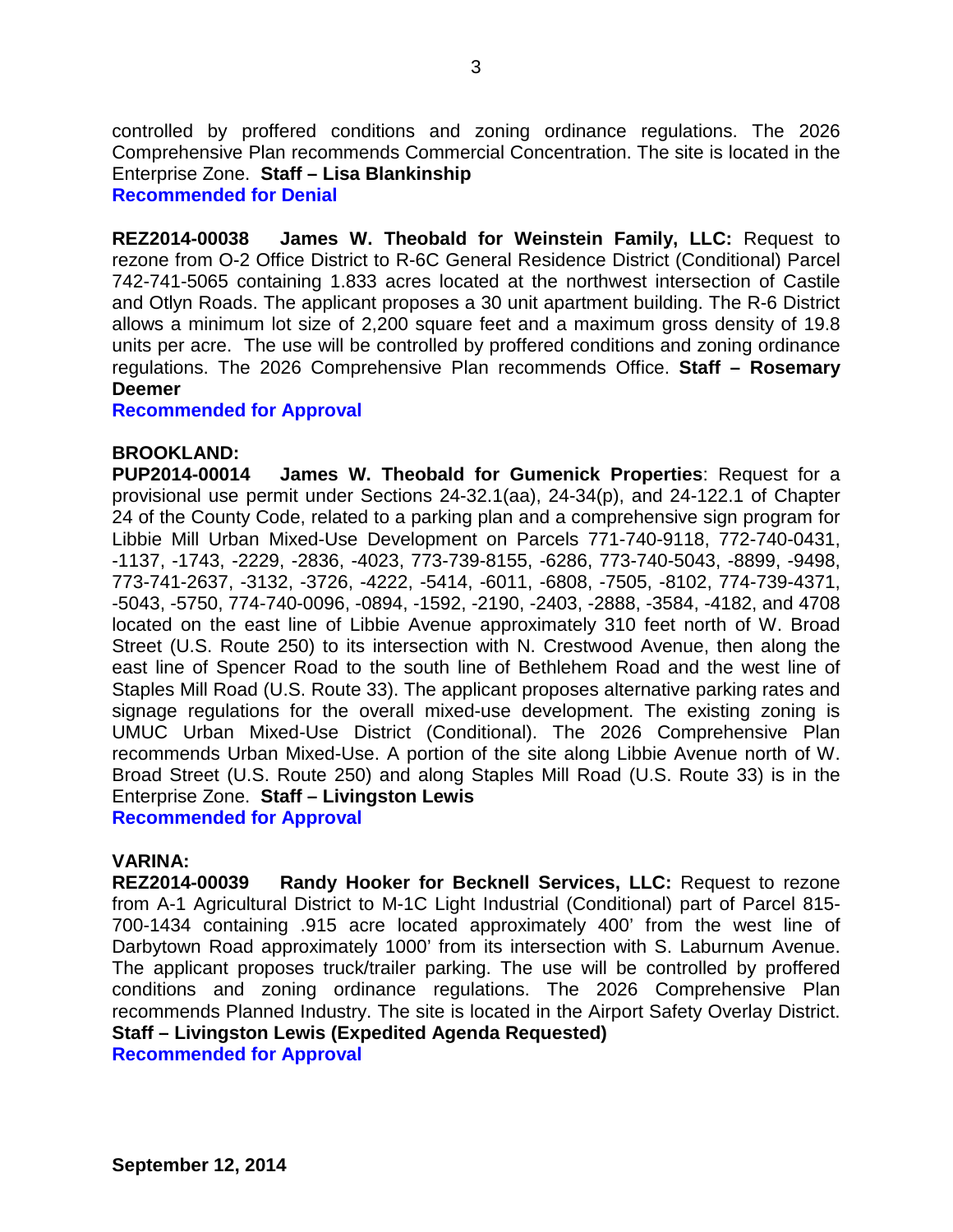controlled by proffered conditions and zoning ordinance regulations. The 2026 Comprehensive Plan recommends Commercial Concentration. The site is located in the Enterprise Zone. **Staff – Lisa Blankinship**
**Recommended for Denial**

**REZ2014-00038 James W. Theobald for Weinstein Family, LLC:** Request to rezone from O-2 Office District to R-6C General Residence District (Conditional) Parcel 742-741-5065 containing 1.833 acres located at the northwest intersection of Castile and Otlyn Roads. The applicant proposes a 30 unit apartment building. The R-6 District allows a minimum lot size of 2,200 square feet and a maximum gross density of 19.8 units per acre. The use will be controlled by proffered conditions and zoning ordinance regulations. The 2026 Comprehensive Plan recommends Office. **Staff – Rosemary Deemer**
**Recommended for Approval**

**BROOKLAND:**
**PUP2014-00014 James W. Theobald for Gumenick Properties**: Request for a provisional use permit under Sections 24-32.1(aa), 24-34(p), and 24-122.1 of Chapter 24 of the County Code, related to a parking plan and a comprehensive sign program for Libbie Mill Urban Mixed-Use Development on Parcels 771-740-9118, 772-740-0431, -1137, -1743, -2229, -2836, -4023, 773-739-8155, -6286, 773-740-5043, -8899, -9498, 773-741-2637, -3132, -3726, -4222, -5414, -6011, -6808, -7505, -8102, 774-739-4371, -5043, -5750, 774-740-0096, -0894, -1592, -2190, -2403, -2888, -3584, -4182, and 4708 located on the east line of Libbie Avenue approximately 310 feet north of W. Broad Street (U.S. Route 250) to its intersection with N. Crestwood Avenue, then along the east line of Spencer Road to the south line of Bethlehem Road and the west line of Staples Mill Road (U.S. Route 33). The applicant proposes alternative parking rates and signage regulations for the overall mixed-use development. The existing zoning is UMUC Urban Mixed-Use District (Conditional). The 2026 Comprehensive Plan recommends Urban Mixed-Use. A portion of the site along Libbie Avenue north of W. Broad Street (U.S. Route 250) and along Staples Mill Road (U.S. Route 33) is in the Enterprise Zone. **Staff – Livingston Lewis**
**Recommended for Approval**

**VARINA:**
**REZ2014-00039 Randy Hooker for Becknell Services, LLC:** Request to rezone from A-1 Agricultural District to M-1C Light Industrial (Conditional) part of Parcel 815-700-1434 containing .915 acre located approximately 400' from the west line of Darbytown Road approximately 1000' from its intersection with S. Laburnum Avenue. The applicant proposes truck/trailer parking. The use will be controlled by proffered conditions and zoning ordinance regulations. The 2026 Comprehensive Plan recommends Planned Industry. The site is located in the Airport Safety Overlay District. **Staff – Livingston Lewis (Expedited Agenda Requested)**
**Recommended for Approval**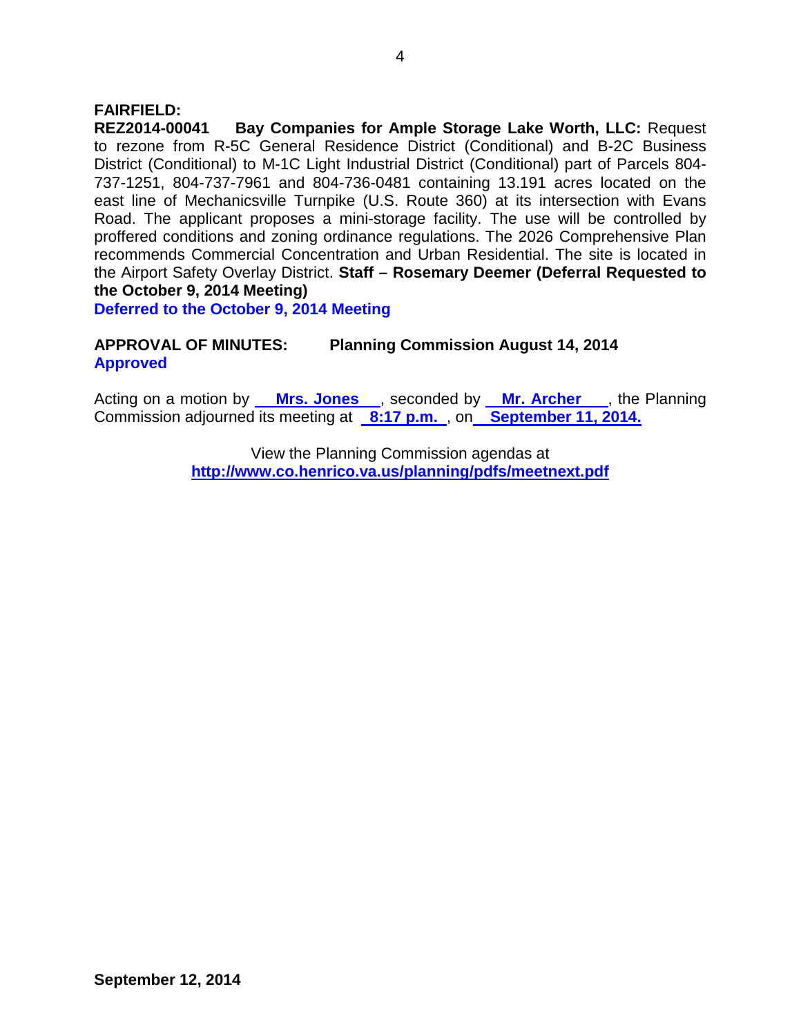**FAIRFIELD:**

**REZ2014-00041 Bay Companies for Ample Storage Lake Worth, LLC:** Request to rezone from R-5C General Residence District (Conditional) and B-2C Business District (Conditional) to M-1C Light Industrial District (Conditional) part of Parcels 804-737-1251, 804-737-7961 and 804-736-0481 containing 13.191 acres located on the east line of Mechanicsville Turnpike (U.S. Route 360) at its intersection with Evans Road. The applicant proposes a mini-storage facility. The use will be controlled by proffered conditions and zoning ordinance regulations. The 2026 Comprehensive Plan recommends Commercial Concentration and Urban Residential. The site is located in the Airport Safety Overlay District. **Staff – Rosemary Deemer (Deferral Requested to the October 9, 2014 Meeting)**

**Deferred to the October 9, 2014 Meeting**

**APPROVAL OF MINUTES: Planning Commission August 14, 2014**

**Approved**

Acting on a motion by **Mrs. Jones**, seconded by **Mr. Archer**, the Planning Commission adjourned its meeting at **8:17 p.m.**, on **September 11, 2014.**

View the Planning Commission agendas at
**http://www.co.henrico.va.us/planning/pdfs/meetnext.pdf**

**September 12, 2014**